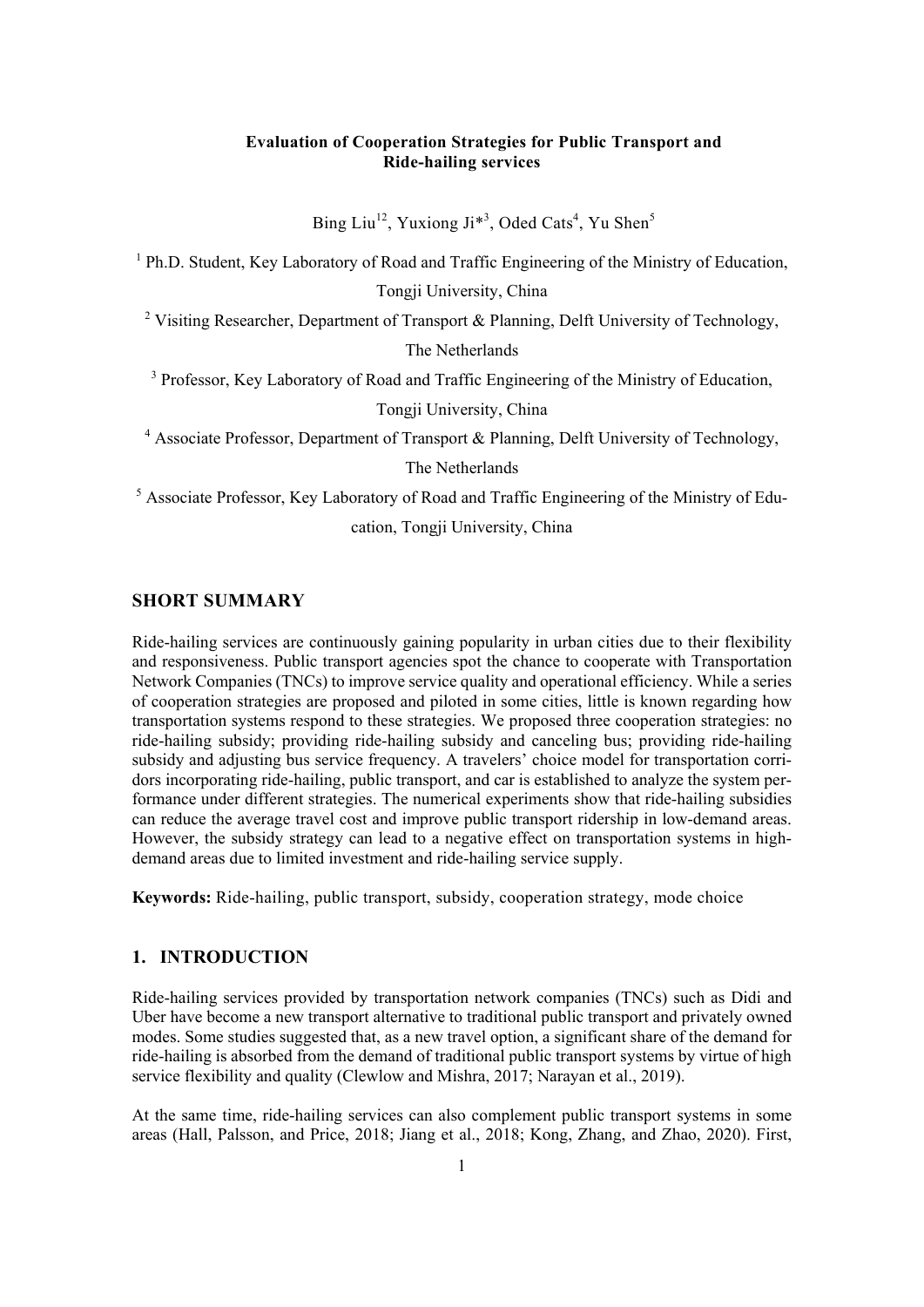**Evaluation of Cooperation Strategies for Public Transport and Ride-hailing services**

Bing Liu[12], Yuxiong Ji*[3], Oded Cats[4], Yu Shen[5]

[1] Ph.D. Student, Key Laboratory of Road and Traffic Engineering of the Ministry of Education, Tongji University, China

[2] Visiting Researcher, Department of Transport & Planning, Delft University of Technology, The Netherlands

[3] Professor, Key Laboratory of Road and Traffic Engineering of the Ministry of Education, Tongji University, China

[4] Associate Professor, Department of Transport & Planning, Delft University of Technology, The Netherlands

[5] Associate Professor, Key Laboratory of Road and Traffic Engineering of the Ministry of Education, Tongji University, China

## SHORT SUMMARY

Ride-hailing services are continuously gaining popularity in urban cities due to their flexibility and responsiveness. Public transport agencies spot the chance to cooperate with Transportation Network Companies (TNCs) to improve service quality and operational efficiency. While a series of cooperation strategies are proposed and piloted in some cities, little is known regarding how transportation systems respond to these strategies. We proposed three cooperation strategies: no ride-hailing subsidy; providing ride-hailing subsidy and canceling bus; providing ride-hailing subsidy and adjusting bus service frequency. A travelers' choice model for transportation corridors incorporating ride-hailing, public transport, and car is established to analyze the system performance under different strategies. The numerical experiments show that ride-hailing subsidies can reduce the average travel cost and improve public transport ridership in low-demand areas. However, the subsidy strategy can lead to a negative effect on transportation systems in high-demand areas due to limited investment and ride-hailing service supply.

**Keywords:** Ride-hailing, public transport, subsidy, cooperation strategy, mode choice

## 1. INTRODUCTION

Ride-hailing services provided by transportation network companies (TNCs) such as Didi and Uber have become a new transport alternative to traditional public transport and privately owned modes. Some studies suggested that, as a new travel option, a significant share of the demand for ride-hailing is absorbed from the demand of traditional public transport systems by virtue of high service flexibility and quality (Clewlow and Mishra, 2017; Narayan et al., 2019).

At the same time, ride-hailing services can also complement public transport systems in some areas (Hall, Palsson, and Price, 2018; Jiang et al., 2018; Kong, Zhang, and Zhao, 2020). First,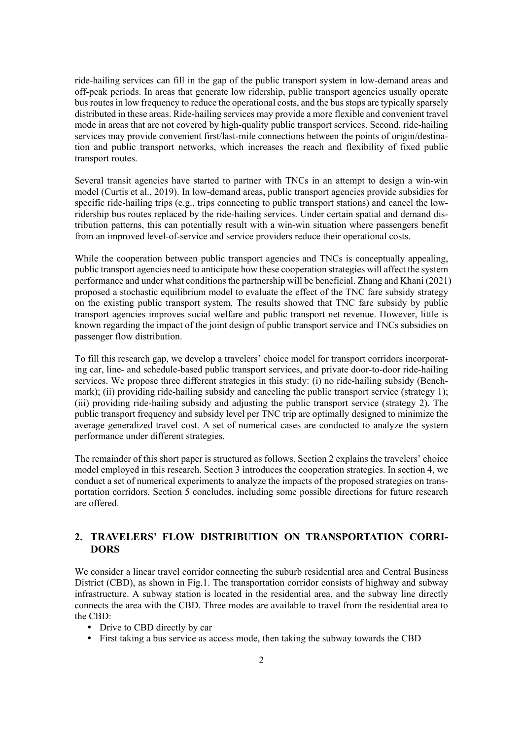ride-hailing services can fill in the gap of the public transport system in low-demand areas and off-peak periods. In areas that generate low ridership, public transport agencies usually operate bus routes in low frequency to reduce the operational costs, and the bus stops are typically sparsely distributed in these areas. Ride-hailing services may provide a more flexible and convenient travel mode in areas that are not covered by high-quality public transport services. Second, ride-hailing services may provide convenient first/last-mile connections between the points of origin/destination and public transport networks, which increases the reach and flexibility of fixed public transport routes.

Several transit agencies have started to partner with TNCs in an attempt to design a win-win model (Curtis et al., 2019). In low-demand areas, public transport agencies provide subsidies for specific ride-hailing trips (e.g., trips connecting to public transport stations) and cancel the low-ridership bus routes replaced by the ride-hailing services. Under certain spatial and demand distribution patterns, this can potentially result with a win-win situation where passengers benefit from an improved level-of-service and service providers reduce their operational costs.

While the cooperation between public transport agencies and TNCs is conceptually appealing, public transport agencies need to anticipate how these cooperation strategies will affect the system performance and under what conditions the partnership will be beneficial. Zhang and Khani (2021) proposed a stochastic equilibrium model to evaluate the effect of the TNC fare subsidy strategy on the existing public transport system. The results showed that TNC fare subsidy by public transport agencies improves social welfare and public transport net revenue. However, little is known regarding the impact of the joint design of public transport service and TNCs subsidies on passenger flow distribution.

To fill this research gap, we develop a travelers' choice model for transport corridors incorporating car, line- and schedule-based public transport services, and private door-to-door ride-hailing services. We propose three different strategies in this study: (i) no ride-hailing subsidy (Benchmark); (ii) providing ride-hailing subsidy and canceling the public transport service (strategy 1); (iii) providing ride-hailing subsidy and adjusting the public transport service (strategy 2). The public transport frequency and subsidy level per TNC trip are optimally designed to minimize the average generalized travel cost. A set of numerical cases are conducted to analyze the system performance under different strategies.

The remainder of this short paper is structured as follows. Section 2 explains the travelers' choice model employed in this research. Section 3 introduces the cooperation strategies. In section 4, we conduct a set of numerical experiments to analyze the impacts of the proposed strategies on transportation corridors. Section 5 concludes, including some possible directions for future research are offered.

## 2. TRAVELERS' FLOW DISTRIBUTION ON TRANSPORTATION CORRIDORS

We consider a linear travel corridor connecting the suburb residential area and Central Business District (CBD), as shown in Fig.1. The transportation corridor consists of highway and subway infrastructure. A subway station is located in the residential area, and the subway line directly connects the area with the CBD. Three modes are available to travel from the residential area to the CBD:

- Drive to CBD directly by car
- First taking a bus service as access mode, then taking the subway towards the CBD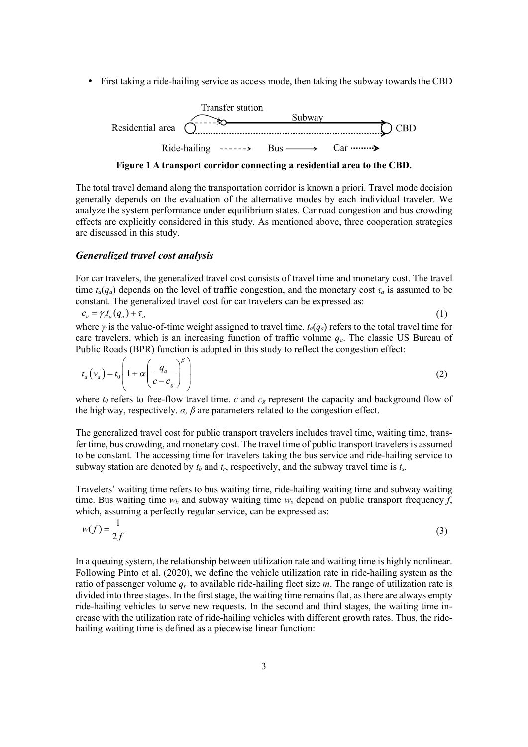- First taking a ride-hailing service as access mode, then taking the subway towards the CBD

**Figure 1 A transport corridor connecting a residential area to the CBD.**

The total travel demand along the transportation corridor is known a priori. Travel mode decision generally depends on the evaluation of the alternative modes by each individual traveler. We analyze the system performance under equilibrium states. Car road congestion and bus crowding effects are explicitly considered in this study. As mentioned above, three cooperation strategies are discussed in this study.

### *Generalized travel cost analysis*

For car travelers, the generalized travel cost consists of travel time and monetary cost. The travel time $t_a(q_a)$ depends on the level of traffic congestion, and the monetary cost $\tau_a$ is assumed to be constant. The generalized travel cost for car travelers can be expressed as:

$$c_a = \gamma_t t_a(q_a) + \tau_a \tag{1}$$

where $\gamma_t$ is the value-of-time weight assigned to travel time. $t_a(q_a)$ refers to the total travel time for care travelers, which is an increasing function of traffic volume $q_a$. The classic US Bureau of Public Roads (BPR) function is adopted in this study to reflect the congestion effect:

$$t_a\left(v_a\right) = t_0\left(1 + \alpha\left(\frac{q_a}{c - c_g}\right)^{\beta}\right) \tag{2}$$

where $t_0$ refers to free-flow travel time. $c$ and $c_g$ represent the capacity and background flow of the highway, respectively. $\alpha$, $\beta$ are parameters related to the congestion effect.

The generalized travel cost for public transport travelers includes travel time, waiting time, transfer time, bus crowding, and monetary cost. The travel time of public transport travelers is assumed to be constant. The accessing time for travelers taking the bus service and ride-hailing service to subway station are denoted by $t_b$ and $t_r$, respectively, and the subway travel time is $t_s$.

Travelers' waiting time refers to bus waiting time, ride-hailing waiting time and subway waiting time. Bus waiting time $w_b$ and subway waiting time $w_s$ depend on public transport frequency $f$, which, assuming a perfectly regular service, can be expressed as:

$$w(f) = \frac{1}{2f} \tag{3}$$

In a queuing system, the relationship between utilization rate and waiting time is highly nonlinear. Following Pinto et al. (2020), we define the vehicle utilization rate in ride-hailing system as the ratio of passenger volume $q_r$ to available ride-hailing fleet size $m$. The range of utilization rate is divided into three stages. In the first stage, the waiting time remains flat, as there are always empty ride-hailing vehicles to serve new requests. In the second and third stages, the waiting time increase with the utilization rate of ride-hailing vehicles with different growth rates. Thus, the ride-hailing waiting time is defined as a piecewise linear function: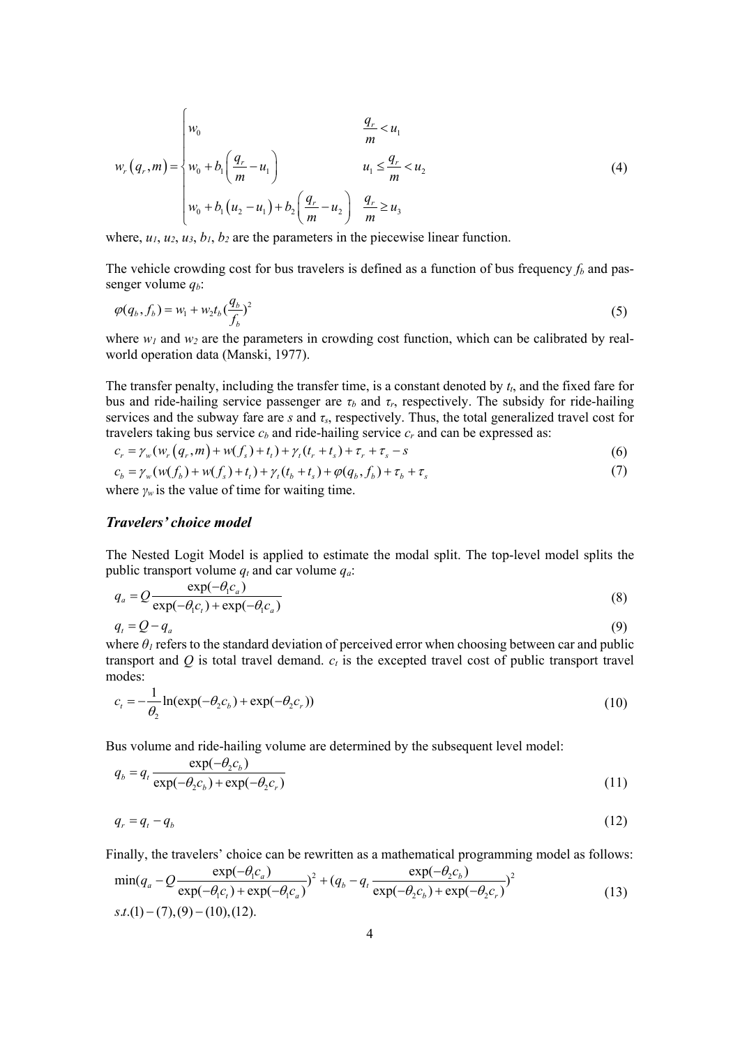$$
w_r\left(q_r, m\right)=\begin{cases} w_0 & \dfrac{q_r}{m}<u_1 \\ w_0+b_1\left(\dfrac{q_r}{m}-u_1\right) & u_1 \leq \dfrac{q_r}{m}<u_2 \\ w_0+b_1\left(u_2-u_1\right)+b_2\left(\dfrac{q_r}{m}-u_2\right) & \dfrac{q_r}{m} \geq u_3 \end{cases} \tag{4}
$$

where, $u_1$, $u_2$, $u_3$, $b_1$, $b_2$ are the parameters in the piecewise linear function.

The vehicle crowding cost for bus travelers is defined as a function of bus frequency $f_b$ and passenger volume $q_b$:

$$
\varphi(q_b, f_b)=w_1+w_2 t_b (\frac{q_b}{f_b})^2 \tag{5}
$$

where $w_1$ and $w_2$ are the parameters in crowding cost function, which can be calibrated by real-world operation data (Manski, 1977).

The transfer penalty, including the transfer time, is a constant denoted by $t_t$, and the fixed fare for bus and ride-hailing service passenger are $\tau_b$ and $\tau_r$, respectively. The subsidy for ride-hailing services and the subway fare are $s$ and $\tau_s$, respectively. Thus, the total generalized travel cost for travelers taking bus service $c_b$ and ride-hailing service $c_r$ and can be expressed as:

$$
c_r=\gamma_w(w_r\left(q_r, m\right)+w(f_s)+t_t)+\gamma_t(t_r+t_s)+\tau_r+\tau_s-s \tag{6}
$$

$$
c_b=\gamma_w(w(f_b)+w(f_s)+t_t)+\gamma_t(t_b+t_s)+\varphi(q_b, f_b)+\tau_b+\tau_s \tag{7}
$$

where $\gamma_w$ is the value of time for waiting time.

### *Travelers' choice model*

The Nested Logit Model is applied to estimate the modal split. The top-level model splits the public transport volume $q_t$ and car volume $q_a$:

$$
q_a=Q \frac{\exp(-\theta_1 c_a)}{\exp(-\theta_1 c_t)+\exp(-\theta_1 c_a)} \tag{8}
$$

$$
q_t=Q-q_a \tag{9}
$$

where $\theta_1$ refers to the standard deviation of perceived error when choosing between car and public transport and $Q$ is total travel demand. $c_t$ is the excepted travel cost of public transport travel modes:

$$
c_t=-\frac{1}{\theta_2} \ln(\exp(-\theta_2 c_b)+\exp(-\theta_2 c_r)) \tag{10}
$$

Bus volume and ride-hailing volume are determined by the subsequent level model:

$$
q_b=q_t \frac{\exp(-\theta_2 c_b)}{\exp(-\theta_2 c_b)+\exp(-\theta_2 c_r)} \tag{11}
$$

$$
q_r=q_t-q_b \tag{12}
$$

Finally, the travelers' choice can be rewritten as a mathematical programming model as follows:

$$
\begin{aligned}
& \min(q_a-Q \frac{\exp(-\theta_1 c_a)}{\exp(-\theta_1 c_t)+\exp(-\theta_1 c_a)})^2+(q_b-q_t \frac{\exp(-\theta_2 c_b)}{\exp(-\theta_2 c_b)+\exp(-\theta_2 c_r)})^2 \\
& s.t. (1)-(7),(9)-(10),(12).
\end{aligned} \tag{13}
$$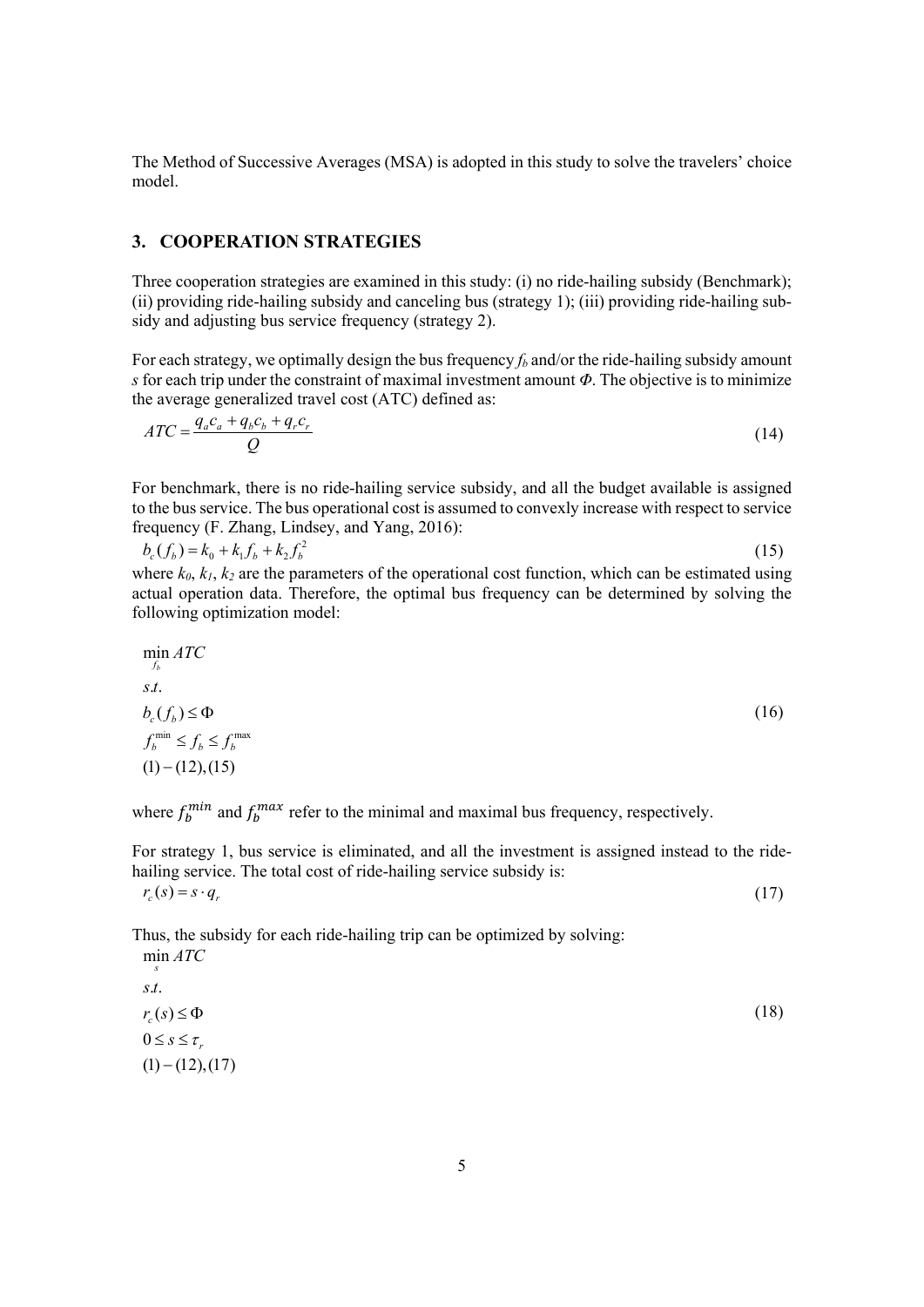The Method of Successive Averages (MSA) is adopted in this study to solve the travelers' choice model.

## 3. COOPERATION STRATEGIES

Three cooperation strategies are examined in this study: (i) no ride-hailing subsidy (Benchmark); (ii) providing ride-hailing subsidy and canceling bus (strategy 1); (iii) providing ride-hailing subsidy and adjusting bus service frequency (strategy 2).

For each strategy, we optimally design the bus frequency $f_b$ and/or the ride-hailing subsidy amount $s$ for each trip under the constraint of maximal investment amount $\Phi$. The objective is to minimize the average generalized travel cost (ATC) defined as:

$$ATC = \frac{q_a c_a + q_b c_b + q_r c_r}{Q} \tag{14}$$

For benchmark, there is no ride-hailing service subsidy, and all the budget available is assigned to the bus service. The bus operational cost is assumed to convexly increase with respect to service frequency (F. Zhang, Lindsey, and Yang, 2016):

$$b_c(f_b) = k_0 + k_1 f_b + k_2 f_b^2 \tag{15}$$

where $k_0$, $k_1$, $k_2$ are the parameters of the operational cost function, which can be estimated using actual operation data. Therefore, the optimal bus frequency can be determined by solving the following optimization model:

$$\begin{aligned}
&\min_{f_b} ATC \\
&s.t. \\
&b_c(f_b) \le \Phi \\
&f_b^{\min} \le f_b \le f_b^{\max} \\
&(1)-(12),(15)
\end{aligned} \tag{16}$$

where $f_b^{min}$ and $f_b^{max}$ refer to the minimal and maximal bus frequency, respectively.

For strategy 1, bus service is eliminated, and all the investment is assigned instead to the ride-hailing service. The total cost of ride-hailing service subsidy is:

$$r_c(s) = s \cdot q_r \tag{17}$$

Thus, the subsidy for each ride-hailing trip can be optimized by solving:

$$\begin{aligned}
&\min_{s} ATC \\
&s.t. \\
&r_c(s) \le \Phi \\
&0 \le s \le \tau_r \\
&(1)-(12),(17)
\end{aligned} \tag{18}$$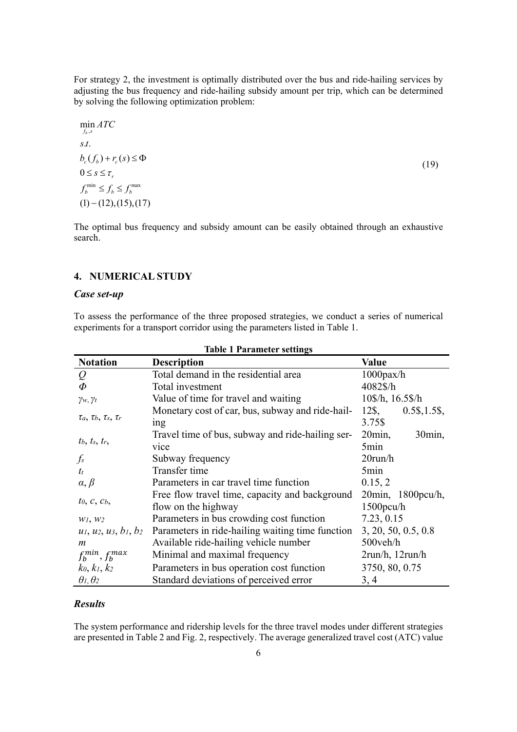For strategy 2, the investment is optimally distributed over the bus and ride-hailing services by adjusting the bus frequency and ride-hailing subsidy amount per trip, which can be determined by solving the following optimization problem:

$$
\begin{aligned}
&\min_{f_b, s} ATC \\
&s.t. \\
&b_c(f_b) + r_c(s) \leq \Phi \\
&0 \leq s \leq \tau_r \\
&f_b^{\min} \leq f_b \leq f_b^{\max} \\
&(1)-(12),(15),(17)
\end{aligned}
\tag{19}
$$

The optimal bus frequency and subsidy amount can be easily obtained through an exhaustive search.

## 4. NUMERICAL STUDY

### *Case set-up*

To assess the performance of the three proposed strategies, we conduct a series of numerical experiments for a transport corridor using the parameters listed in Table 1.

**Table 1 Parameter settings**

| Notation | Description | Value |
|---|---|---|
| $Q$ | Total demand in the residential area | 1000pax/h |
| $\Phi$ | Total investment | 4082\$/h |
| $\gamma_w, \gamma_t$ | Value of time for travel and waiting | 10\$/h, 16.5\$/h |
| $\tau_a$, $\tau_b$, $\tau_s$, $\tau_r$ | Monetary cost of car, bus, subway and ride-hailing | 12\$, 0.5\$,1.5\$, 3.75\$ |
| $t_b$, $t_s$, $t_r$, | Travel time of bus, subway and ride-hailing service | 20min, 30min, 5min |
| $f_s$ | Subway frequency | 20run/h |
| $t_t$ | Transfer time | 5min |
| $\alpha$, $\beta$ | Parameters in car travel time function | 0.15, 2 |
| $t_0$, $c$, $c_b$, | Free flow travel time, capacity and background flow on the highway | 20min, 1800pcu/h, 1500pcu/h |
| $w_1$, $w_2$ | Parameters in bus crowding cost function | 7.23, 0.15 |
| $u_1$, $u_2$, $u_3$, $b_1$, $b_2$ | Parameters in ride-hailing waiting time function | 3, 20, 50, 0.5, 0.8 |
| $m$ | Available ride-hailing vehicle number | 500veh/h |
| $f_b^{min}$, $f_b^{max}$ | Minimal and maximal frequency | 2run/h, 12run/h |
| $k_0$, $k_1$, $k_2$ | Parameters in bus operation cost function | 3750, 80, 0.75 |
| $\theta_1$, $\theta_2$ | Standard deviations of perceived error | 3, 4 |

### *Results*

The system performance and ridership levels for the three travel modes under different strategies are presented in Table 2 and Fig. 2, respectively. The average generalized travel cost (ATC) value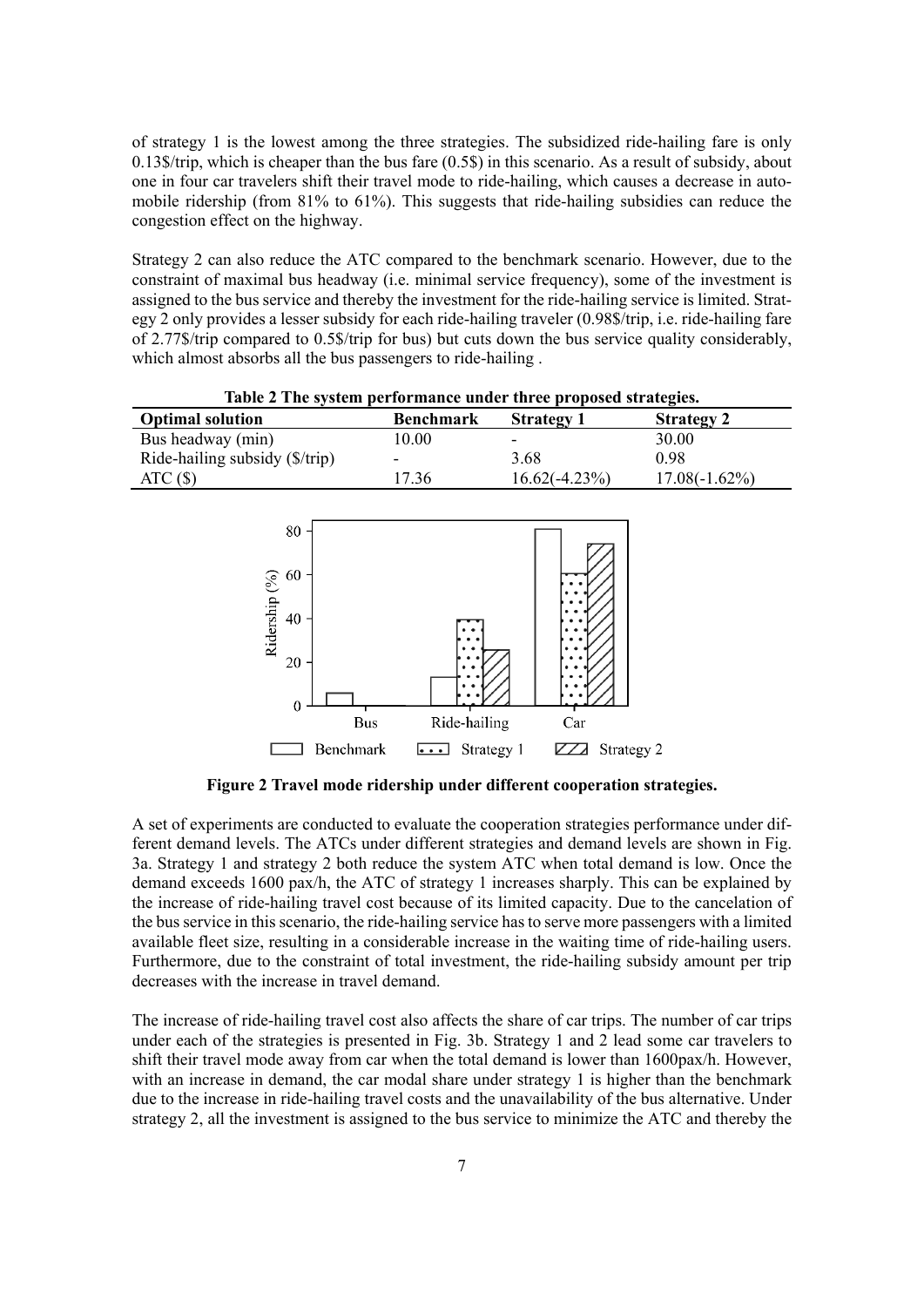of strategy 1 is the lowest among the three strategies. The subsidized ride-hailing fare is only 0.13$/trip, which is cheaper than the bus fare (0.5$) in this scenario. As a result of subsidy, about one in four car travelers shift their travel mode to ride-hailing, which causes a decrease in automobile ridership (from 81% to 61%). This suggests that ride-hailing subsidies can reduce the congestion effect on the highway.

Strategy 2 can also reduce the ATC compared to the benchmark scenario. However, due to the constraint of maximal bus headway (i.e. minimal service frequency), some of the investment is assigned to the bus service and thereby the investment for the ride-hailing service is limited. Strategy 2 only provides a lesser subsidy for each ride-hailing traveler (0.98$/trip, i.e. ride-hailing fare of 2.77$/trip compared to 0.5$/trip for bus) but cuts down the bus service quality considerably, which almost absorbs all the bus passengers to ride-hailing .

**Table 2 The system performance under three proposed strategies.**

| Optimal solution | Benchmark | Strategy 1 | Strategy 2 |
|---|---|---|---|
| Bus headway (min) | 10.00 | - | 30.00 |
| Ride-hailing subsidy ($/trip) | - | 3.68 | 0.98 |
| ATC ($) | 17.36 | 16.62(-4.23%) | 17.08(-1.62%) |

**Figure 2 Travel mode ridership under different cooperation strategies.**

A set of experiments are conducted to evaluate the cooperation strategies performance under different demand levels. The ATCs under different strategies and demand levels are shown in Fig. 3a. Strategy 1 and strategy 2 both reduce the system ATC when total demand is low. Once the demand exceeds 1600 pax/h, the ATC of strategy 1 increases sharply. This can be explained by the increase of ride-hailing travel cost because of its limited capacity. Due to the cancelation of the bus service in this scenario, the ride-hailing service has to serve more passengers with a limited available fleet size, resulting in a considerable increase in the waiting time of ride-hailing users. Furthermore, due to the constraint of total investment, the ride-hailing subsidy amount per trip decreases with the increase in travel demand.

The increase of ride-hailing travel cost also affects the share of car trips. The number of car trips under each of the strategies is presented in Fig. 3b. Strategy 1 and 2 lead some car travelers to shift their travel mode away from car when the total demand is lower than 1600pax/h. However, with an increase in demand, the car modal share under strategy 1 is higher than the benchmark due to the increase in ride-hailing travel costs and the unavailability of the bus alternative. Under strategy 2, all the investment is assigned to the bus service to minimize the ATC and thereby the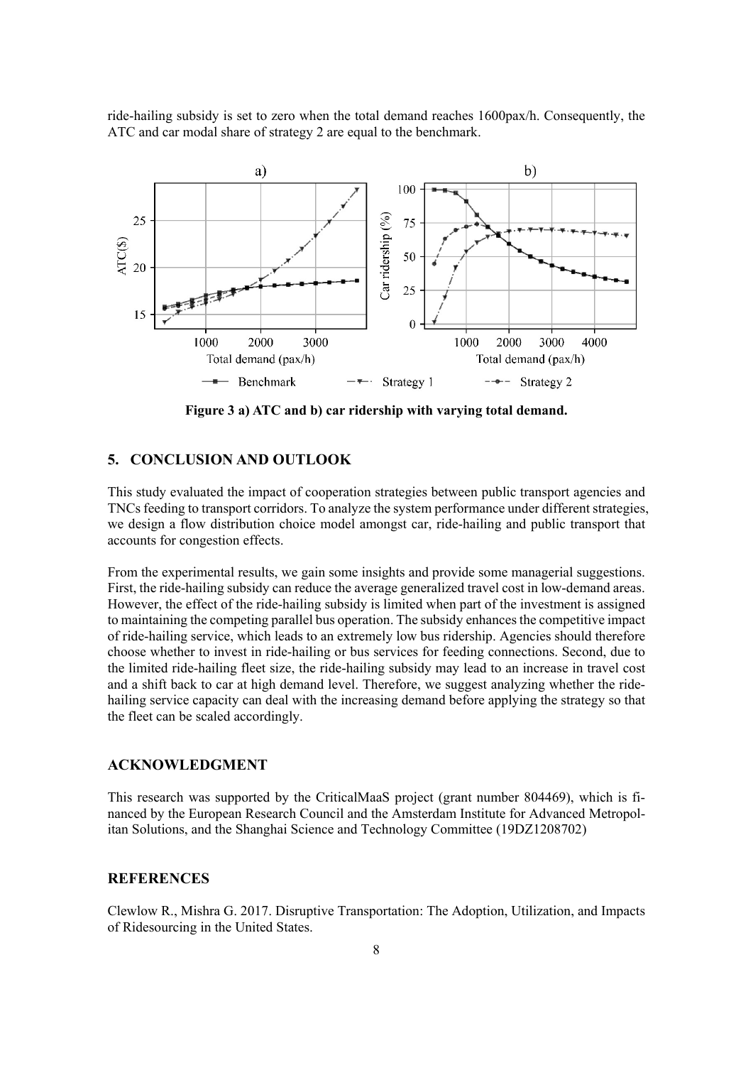ride-hailing subsidy is set to zero when the total demand reaches 1600pax/h. Consequently, the ATC and car modal share of strategy 2 are equal to the benchmark.

**Figure 3 a) ATC and b) car ridership with varying total demand.**

## 5. CONCLUSION AND OUTLOOK

This study evaluated the impact of cooperation strategies between public transport agencies and TNCs feeding to transport corridors. To analyze the system performance under different strategies, we design a flow distribution choice model amongst car, ride-hailing and public transport that accounts for congestion effects.

From the experimental results, we gain some insights and provide some managerial suggestions. First, the ride-hailing subsidy can reduce the average generalized travel cost in low-demand areas. However, the effect of the ride-hailing subsidy is limited when part of the investment is assigned to maintaining the competing parallel bus operation. The subsidy enhances the competitive impact of ride-hailing service, which leads to an extremely low bus ridership. Agencies should therefore choose whether to invest in ride-hailing or bus services for feeding connections. Second, due to the limited ride-hailing fleet size, the ride-hailing subsidy may lead to an increase in travel cost and a shift back to car at high demand level. Therefore, we suggest analyzing whether the ride-hailing service capacity can deal with the increasing demand before applying the strategy so that the fleet can be scaled accordingly.

## ACKNOWLEDGMENT

This research was supported by the CriticalMaaS project (grant number 804469), which is financed by the European Research Council and the Amsterdam Institute for Advanced Metropolitan Solutions, and the Shanghai Science and Technology Committee (19DZ1208702)

## REFERENCES

Clewlow R., Mishra G. 2017. Disruptive Transportation: The Adoption, Utilization, and Impacts of Ridesourcing in the United States.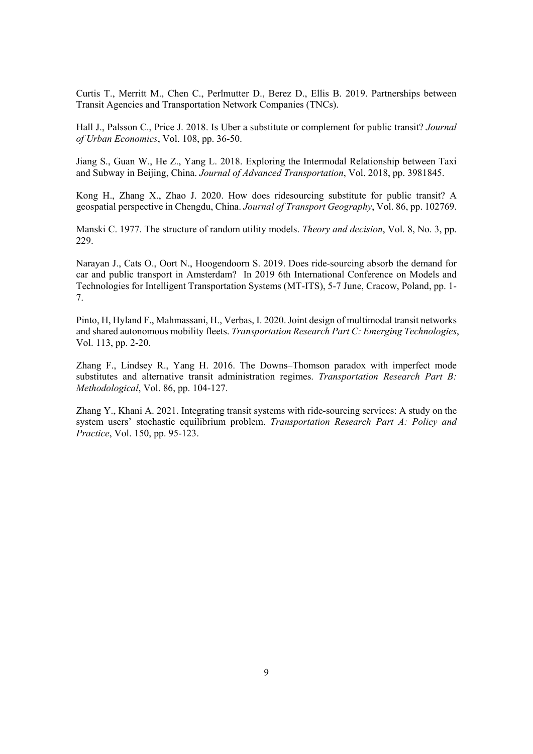Curtis T., Merritt M., Chen C., Perlmutter D., Berez D., Ellis B. 2019. Partnerships between Transit Agencies and Transportation Network Companies (TNCs).

Hall J., Palsson C., Price J. 2018. Is Uber a substitute or complement for public transit? *Journal of Urban Economics*, Vol. 108, pp. 36-50.

Jiang S., Guan W., He Z., Yang L. 2018. Exploring the Intermodal Relationship between Taxi and Subway in Beijing, China. *Journal of Advanced Transportation*, Vol. 2018, pp. 3981845.

Kong H., Zhang X., Zhao J. 2020. How does ridesourcing substitute for public transit? A geospatial perspective in Chengdu, China. *Journal of Transport Geography*, Vol. 86, pp. 102769.

Manski C. 1977. The structure of random utility models. *Theory and decision*, Vol. 8, No. 3, pp. 229.

Narayan J., Cats O., Oort N., Hoogendoorn S. 2019. Does ride-sourcing absorb the demand for car and public transport in Amsterdam? In 2019 6th International Conference on Models and Technologies for Intelligent Transportation Systems (MT-ITS), 5-7 June, Cracow, Poland, pp. 1-7.

Pinto, H, Hyland F., Mahmassani, H., Verbas, I. 2020. Joint design of multimodal transit networks and shared autonomous mobility fleets. *Transportation Research Part C: Emerging Technologies*, Vol. 113, pp. 2-20.

Zhang F., Lindsey R., Yang H. 2016. The Downs–Thomson paradox with imperfect mode substitutes and alternative transit administration regimes. *Transportation Research Part B: Methodological*, Vol. 86, pp. 104-127.

Zhang Y., Khani A. 2021. Integrating transit systems with ride-sourcing services: A study on the system users' stochastic equilibrium problem. *Transportation Research Part A: Policy and Practice*, Vol. 150, pp. 95-123.